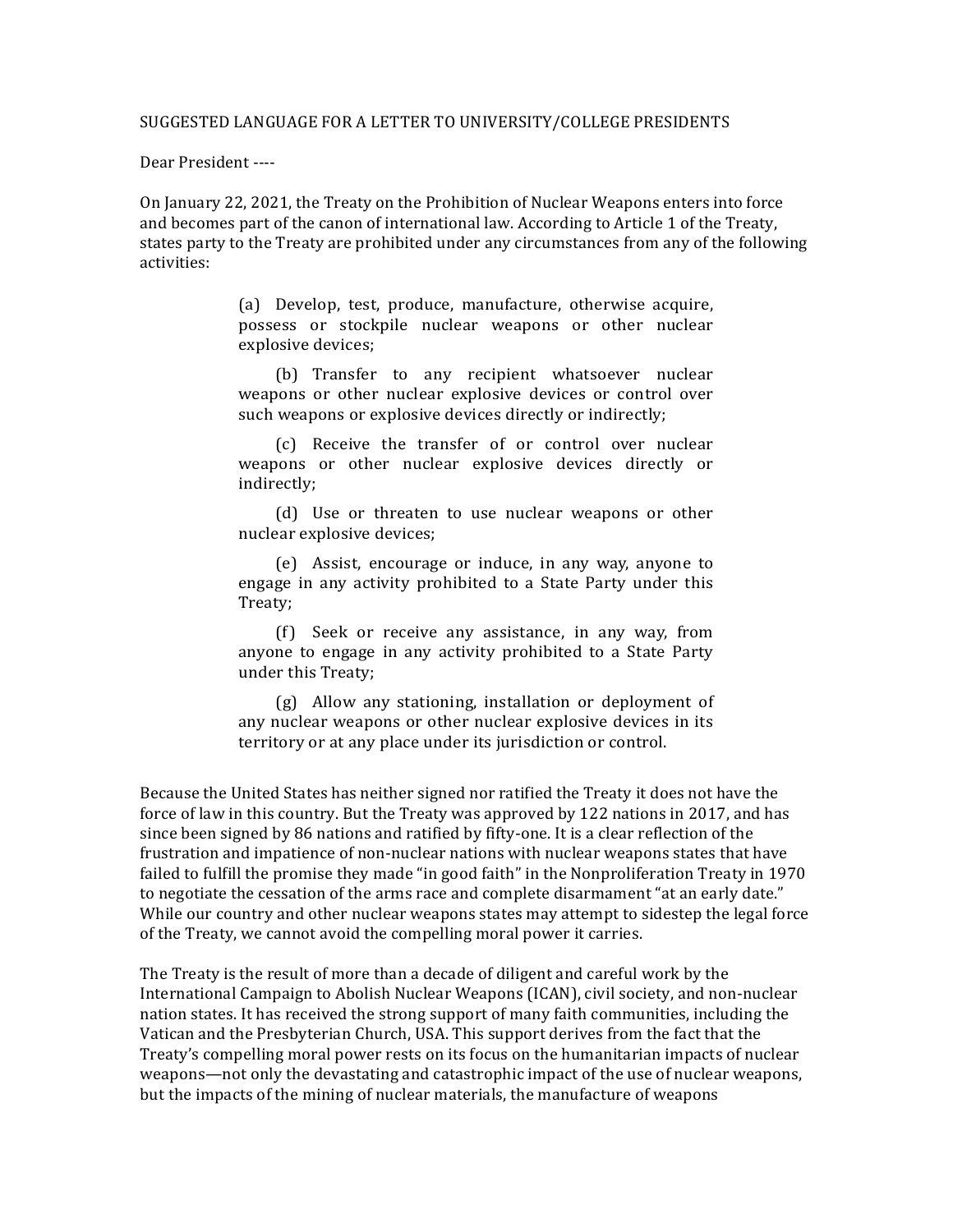SUGGESTED LANGUAGE FOR A LETTER TO UNIVERSITY/COLLEGE PRESIDENTS

Dear President ----

On January 22, 2021, the Treaty on the Prohibition of Nuclear Weapons enters into force and becomes part of the canon of international law. According to Article 1 of the Treaty, states party to the Treaty are prohibited under any circumstances from any of the following activities:

> (a) Develop, test, produce, manufacture, otherwise acquire, possess or stockpile nuclear weapons or other nuclear explosive devices;
>
> (b) Transfer to any recipient whatsoever nuclear weapons or other nuclear explosive devices or control over such weapons or explosive devices directly or indirectly;
>
> (c) Receive the transfer of or control over nuclear weapons or other nuclear explosive devices directly or indirectly;
>
> (d) Use or threaten to use nuclear weapons or other nuclear explosive devices;
>
> (e) Assist, encourage or induce, in any way, anyone to engage in any activity prohibited to a State Party under this Treaty;
>
> (f) Seek or receive any assistance, in any way, from anyone to engage in any activity prohibited to a State Party under this Treaty;
>
> (g) Allow any stationing, installation or deployment of any nuclear weapons or other nuclear explosive devices in its territory or at any place under its jurisdiction or control.

Because the United States has neither signed nor ratified the Treaty it does not have the force of law in this country. But the Treaty was approved by 122 nations in 2017, and has since been signed by 86 nations and ratified by fifty-one. It is a clear reflection of the frustration and impatience of non-nuclear nations with nuclear weapons states that have failed to fulfill the promise they made "in good faith" in the Nonproliferation Treaty in 1970 to negotiate the cessation of the arms race and complete disarmament "at an early date." While our country and other nuclear weapons states may attempt to sidestep the legal force of the Treaty, we cannot avoid the compelling moral power it carries.

The Treaty is the result of more than a decade of diligent and careful work by the International Campaign to Abolish Nuclear Weapons (ICAN), civil society, and non-nuclear nation states. It has received the strong support of many faith communities, including the Vatican and the Presbyterian Church, USA. This support derives from the fact that the Treaty's compelling moral power rests on its focus on the humanitarian impacts of nuclear weapons—not only the devastating and catastrophic impact of the use of nuclear weapons, but the impacts of the mining of nuclear materials, the manufacture of weapons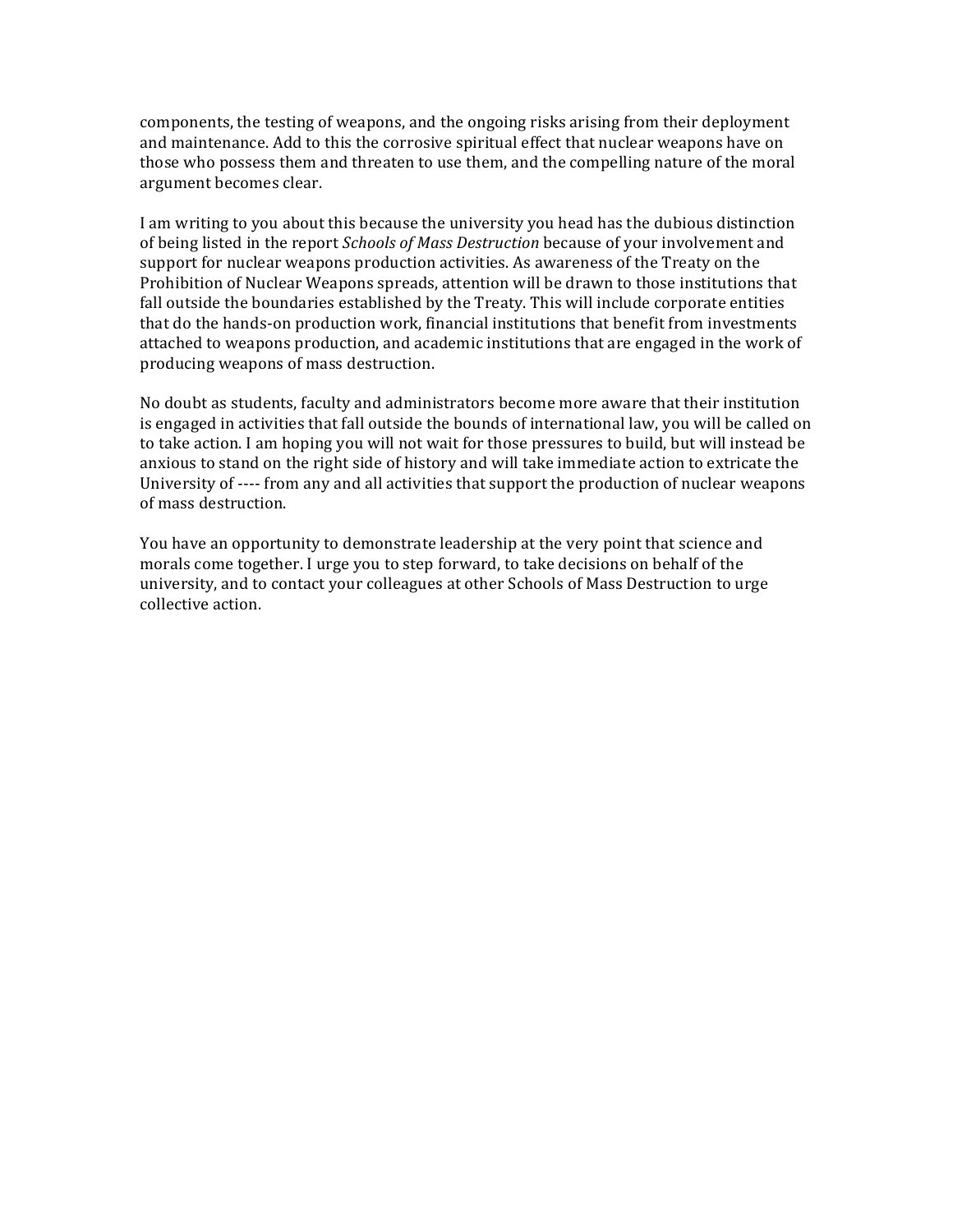components, the testing of weapons, and the ongoing risks arising from their deployment and maintenance. Add to this the corrosive spiritual effect that nuclear weapons have on those who possess them and threaten to use them, and the compelling nature of the moral argument becomes clear.

I am writing to you about this because the university you head has the dubious distinction of being listed in the report *Schools of Mass Destruction* because of your involvement and support for nuclear weapons production activities. As awareness of the Treaty on the Prohibition of Nuclear Weapons spreads, attention will be drawn to those institutions that fall outside the boundaries established by the Treaty. This will include corporate entities that do the hands-on production work, financial institutions that benefit from investments attached to weapons production, and academic institutions that are engaged in the work of producing weapons of mass destruction.

No doubt as students, faculty and administrators become more aware that their institution is engaged in activities that fall outside the bounds of international law, you will be called on to take action. I am hoping you will not wait for those pressures to build, but will instead be anxious to stand on the right side of history and will take immediate action to extricate the University of ---- from any and all activities that support the production of nuclear weapons of mass destruction.

You have an opportunity to demonstrate leadership at the very point that science and morals come together. I urge you to step forward, to take decisions on behalf of the university, and to contact your colleagues at other Schools of Mass Destruction to urge collective action.